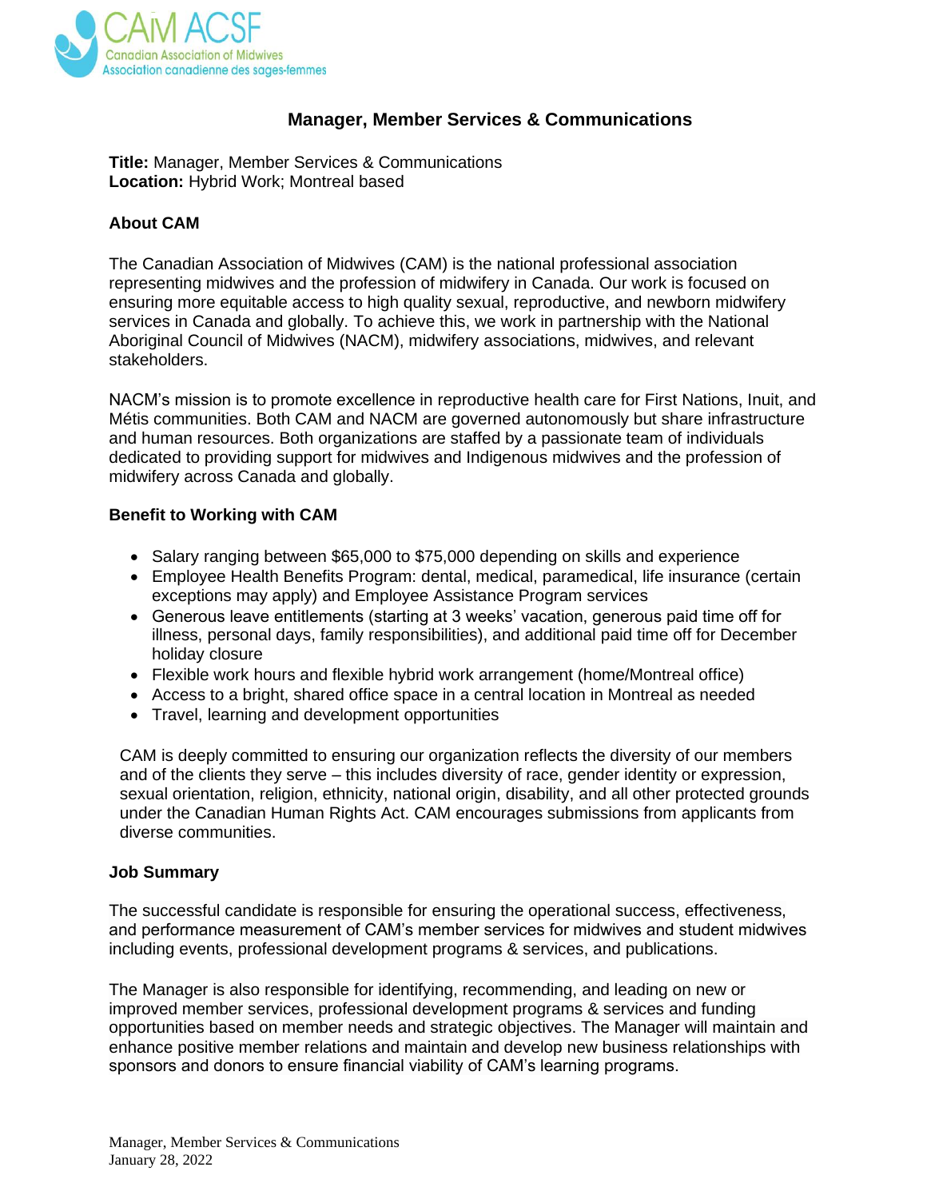CAM ACSF
Canadian Association of Midwives
Association canadienne des sages-femmes

# Manager, Member Services & Communications

**Title:** Manager, Member Services & Communications
**Location:** Hybrid Work; Montreal based

## About CAM

The Canadian Association of Midwives (CAM) is the national professional association representing midwives and the profession of midwifery in Canada. Our work is focused on ensuring more equitable access to high quality sexual, reproductive, and newborn midwifery services in Canada and globally. To achieve this, we work in partnership with the National Aboriginal Council of Midwives (NACM), midwifery associations, midwives, and relevant stakeholders.

NACM's mission is to promote excellence in reproductive health care for First Nations, Inuit, and Métis communities. Both CAM and NACM are governed autonomously but share infrastructure and human resources. Both organizations are staffed by a passionate team of individuals dedicated to providing support for midwives and Indigenous midwives and the profession of midwifery across Canada and globally.

## Benefit to Working with CAM

- Salary ranging between $65,000 to $75,000 depending on skills and experience
- Employee Health Benefits Program: dental, medical, paramedical, life insurance (certain exceptions may apply) and Employee Assistance Program services
- Generous leave entitlements (starting at 3 weeks' vacation, generous paid time off for illness, personal days, family responsibilities), and additional paid time off for December holiday closure
- Flexible work hours and flexible hybrid work arrangement (home/Montreal office)
- Access to a bright, shared office space in a central location in Montreal as needed
- Travel, learning and development opportunities

CAM is deeply committed to ensuring our organization reflects the diversity of our members and of the clients they serve – this includes diversity of race, gender identity or expression, sexual orientation, religion, ethnicity, national origin, disability, and all other protected grounds under the Canadian Human Rights Act. CAM encourages submissions from applicants from diverse communities.

## Job Summary

The successful candidate is responsible for ensuring the operational success, effectiveness, and performance measurement of CAM's member services for midwives and student midwives including events, professional development programs & services, and publications.

The Manager is also responsible for identifying, recommending, and leading on new or improved member services, professional development programs & services and funding opportunities based on member needs and strategic objectives. The Manager will maintain and enhance positive member relations and maintain and develop new business relationships with sponsors and donors to ensure financial viability of CAM's learning programs.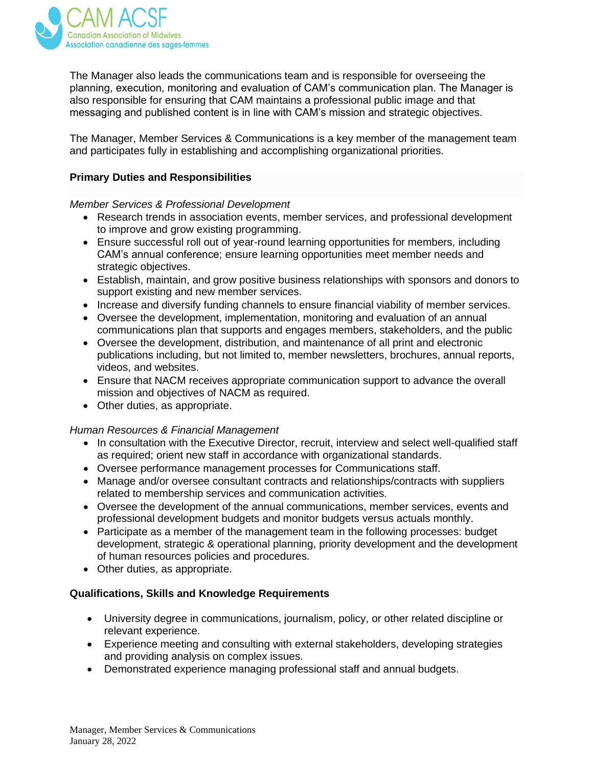The Manager also leads the communications team and is responsible for overseeing the planning, execution, monitoring and evaluation of CAM's communication plan. The Manager is also responsible for ensuring that CAM maintains a professional public image and that messaging and published content is in line with CAM's mission and strategic objectives.

The Manager, Member Services & Communications is a key member of the management team and participates fully in establishing and accomplishing organizational priorities.

**Primary Duties and Responsibilities**

*Member Services & Professional Development*

- Research trends in association events, member services, and professional development to improve and grow existing programming.
- Ensure successful roll out of year-round learning opportunities for members, including CAM's annual conference; ensure learning opportunities meet member needs and strategic objectives.
- Establish, maintain, and grow positive business relationships with sponsors and donors to support existing and new member services.
- Increase and diversify funding channels to ensure financial viability of member services.
- Oversee the development, implementation, monitoring and evaluation of an annual communications plan that supports and engages members, stakeholders, and the public
- Oversee the development, distribution, and maintenance of all print and electronic publications including, but not limited to, member newsletters, brochures, annual reports, videos, and websites.
- Ensure that NACM receives appropriate communication support to advance the overall mission and objectives of NACM as required.
- Other duties, as appropriate.

*Human Resources & Financial Management*

- In consultation with the Executive Director, recruit, interview and select well-qualified staff as required; orient new staff in accordance with organizational standards.
- Oversee performance management processes for Communications staff.
- Manage and/or oversee consultant contracts and relationships/contracts with suppliers related to membership services and communication activities.
- Oversee the development of the annual communications, member services, events and professional development budgets and monitor budgets versus actuals monthly.
- Participate as a member of the management team in the following processes: budget development, strategic & operational planning, priority development and the development of human resources policies and procedures.
- Other duties, as appropriate.

**Qualifications, Skills and Knowledge Requirements**

- University degree in communications, journalism, policy, or other related discipline or relevant experience.
- Experience meeting and consulting with external stakeholders, developing strategies and providing analysis on complex issues.
- Demonstrated experience managing professional staff and annual budgets.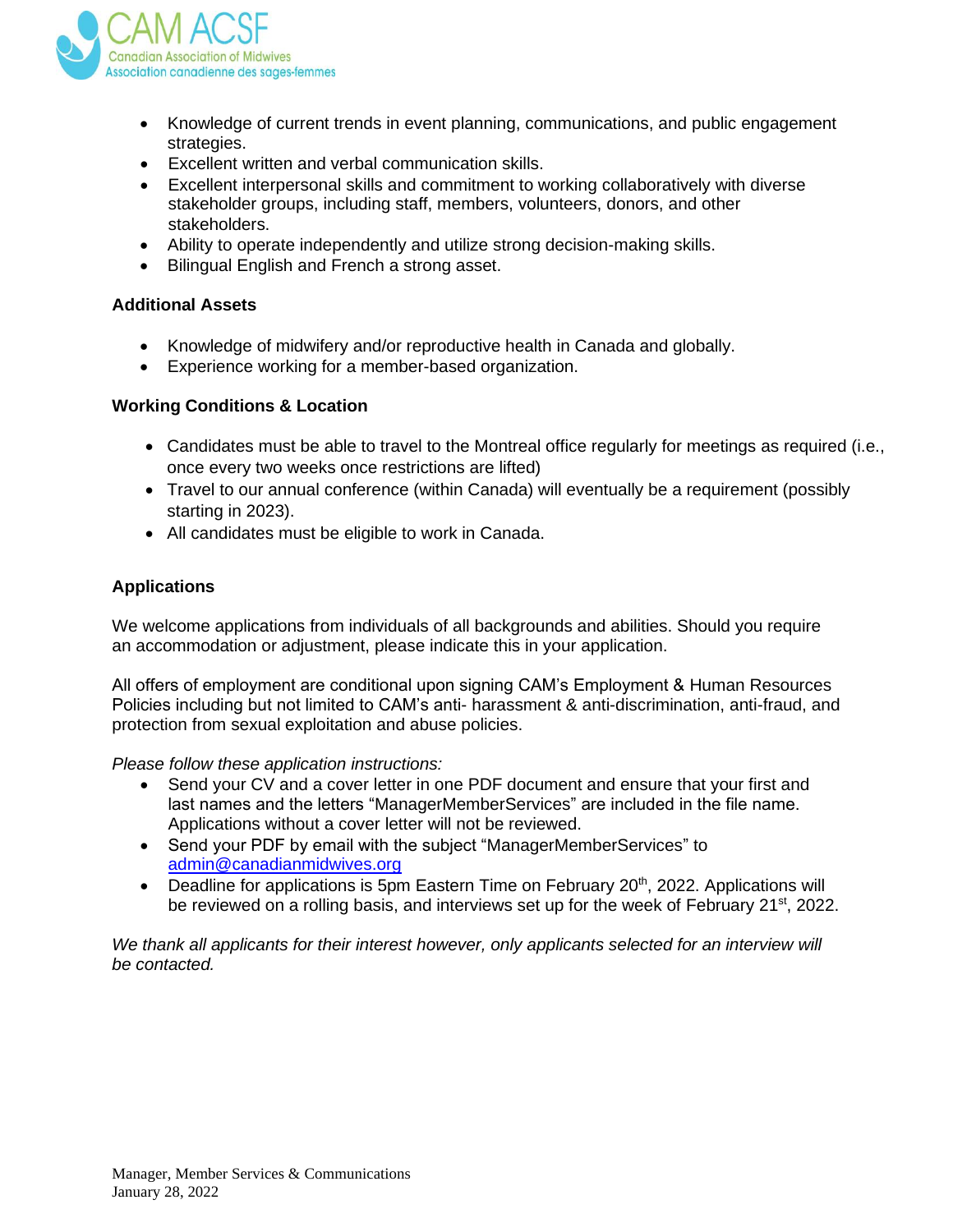- Knowledge of current trends in event planning, communications, and public engagement strategies.
- Excellent written and verbal communication skills.
- Excellent interpersonal skills and commitment to working collaboratively with diverse stakeholder groups, including staff, members, volunteers, donors, and other stakeholders.
- Ability to operate independently and utilize strong decision-making skills.
- Bilingual English and French a strong asset.

**Additional Assets**

- Knowledge of midwifery and/or reproductive health in Canada and globally.
- Experience working for a member-based organization.

**Working Conditions & Location**

- Candidates must be able to travel to the Montreal office regularly for meetings as required (i.e., once every two weeks once restrictions are lifted)
- Travel to our annual conference (within Canada) will eventually be a requirement (possibly starting in 2023).
- All candidates must be eligible to work in Canada.

**Applications**

We welcome applications from individuals of all backgrounds and abilities. Should you require an accommodation or adjustment, please indicate this in your application.

All offers of employment are conditional upon signing CAM's Employment & Human Resources Policies including but not limited to CAM's anti- harassment & anti-discrimination, anti-fraud, and protection from sexual exploitation and abuse policies.

*Please follow these application instructions:*

- Send your CV and a cover letter in one PDF document and ensure that your first and last names and the letters "ManagerMemberServices" are included in the file name. Applications without a cover letter will not be reviewed.
- Send your PDF by email with the subject "ManagerMemberServices" to admin@canadianmidwives.org
- Deadline for applications is 5pm Eastern Time on February 20th, 2022. Applications will be reviewed on a rolling basis, and interviews set up for the week of February 21st, 2022.

*We thank all applicants for their interest however, only applicants selected for an interview will be contacted.*